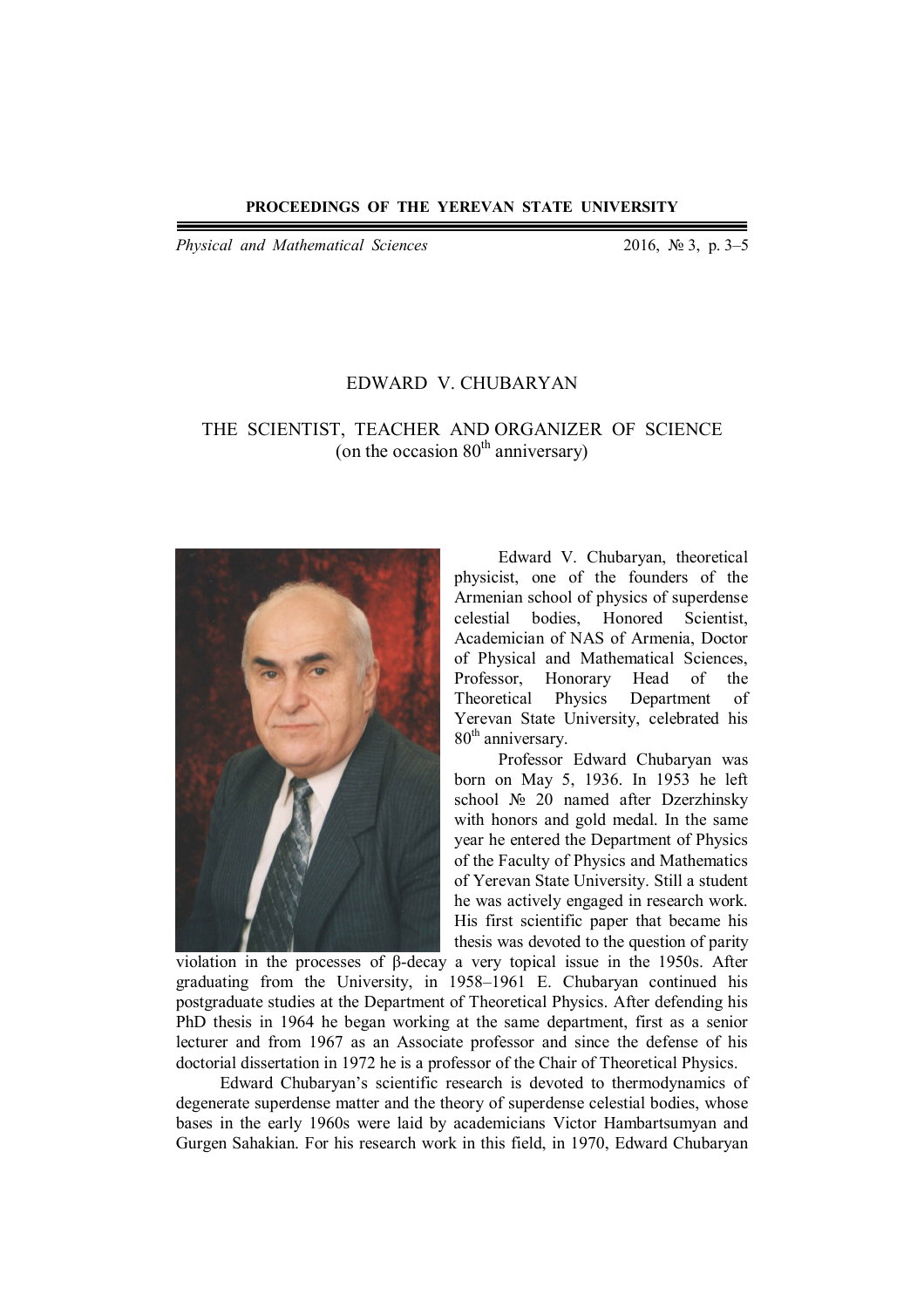# EDWARD V. CHUBARYAN

## THE SCIENTIST, TEACHER AND ORGANIZER OF SCIENCE (on the occasion 80th anniversary)

Edward V. Chubaryan, theoretical physicist, one of the founders of the Armenian school of physics of superdense celestial bodies, Honored Scientist, Academician of NAS of Armenia, Doctor of Physical and Mathematical Sciences, Professor, Honorary Head of the Theoretical Physics Department of Yerevan State University, celebrated his 80th anniversary.

Professor Edward Chubaryan was born on May 5, 1936. In 1953 he left school № 20 named after Dzerzhinsky with honors and gold medal. In the same year he entered the Department of Physics of the Faculty of Physics and Mathematics of Yerevan State University. Still a student he was actively engaged in research work. His first scientific paper that became his thesis was devoted to the question of parity violation in the processes of β-decay a very topical issue in the 1950s. After graduating from the University, in 1958–1961 E. Chubaryan continued his postgraduate studies at the Department of Theoretical Physics. After defending his PhD thesis in 1964 he began working at the same department, first as a senior lecturer and from 1967 as an Associate professor and since the defense of his doctorial dissertation in 1972 he is a professor of the Chair of Theoretical Physics.

Edward Chubaryan's scientific research is devoted to thermodynamics of degenerate superdense matter and the theory of superdense celestial bodies, whose bases in the early 1960s were laid by academicians Victor Hambartsumyan and Gurgen Sahakian. For his research work in this field, in 1970, Edward Chubaryan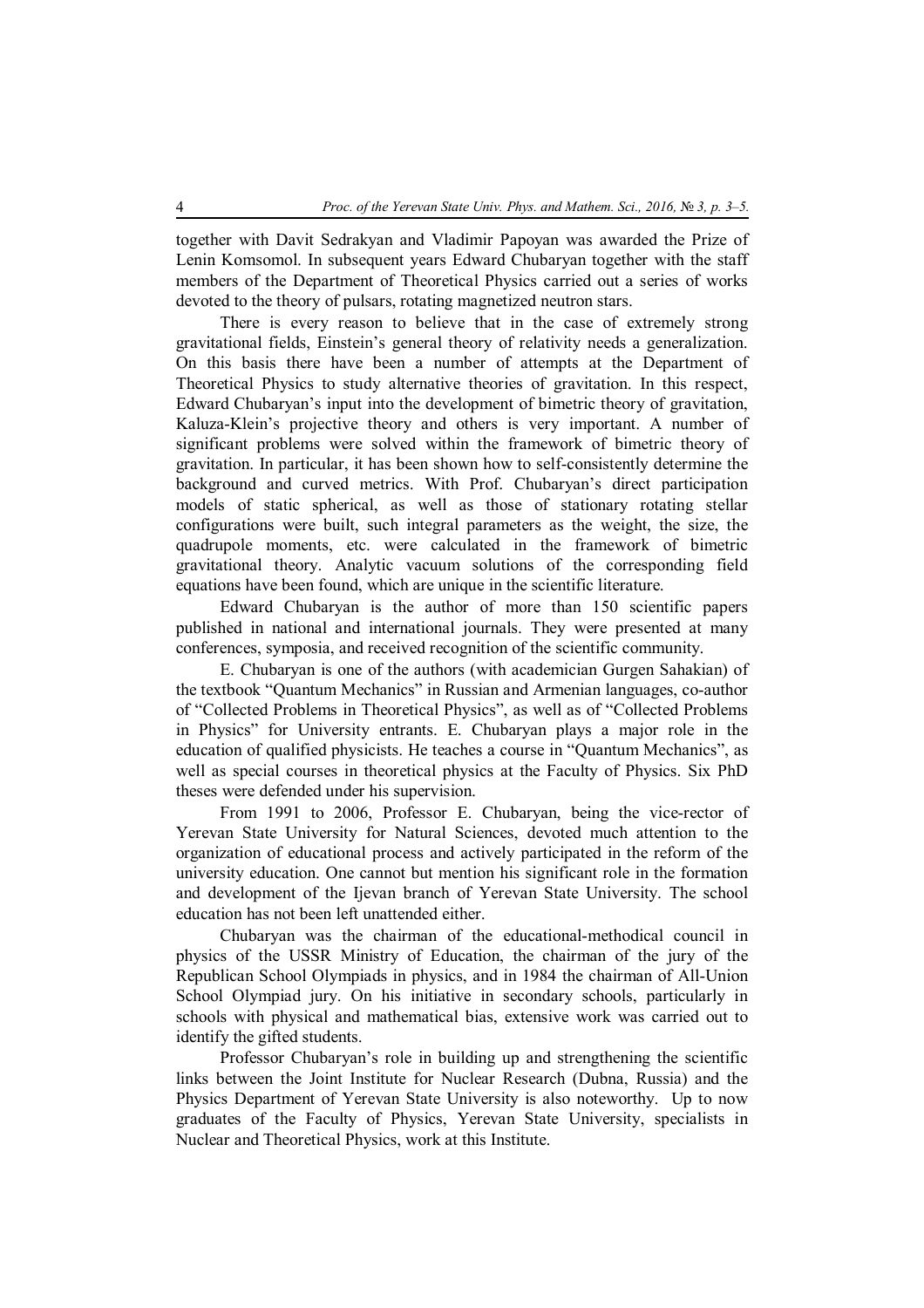together with Davit Sedrakyan and Vladimir Papoyan was awarded the Prize of Lenin Komsomol. In subsequent years Edward Chubaryan together with the staff members of the Department of Theoretical Physics carried out a series of works devoted to the theory of pulsars, rotating magnetized neutron stars.

There is every reason to believe that in the case of extremely strong gravitational fields, Einstein's general theory of relativity needs a generalization. On this basis there have been a number of attempts at the Department of Theoretical Physics to study alternative theories of gravitation. In this respect, Edward Chubaryan's input into the development of bimetric theory of gravitation, Kaluza-Klein's projective theory and others is very important. A number of significant problems were solved within the framework of bimetric theory of gravitation. In particular, it has been shown how to self-consistently determine the background and curved metrics. With Prof. Chubaryan's direct participation models of static spherical, as well as those of stationary rotating stellar configurations were built, such integral parameters as the weight, the size, the quadrupole moments, etc. were calculated in the framework of bimetric gravitational theory. Analytic vacuum solutions of the corresponding field equations have been found, which are unique in the scientific literature.

Edward Chubaryan is the author of more than 150 scientific papers published in national and international journals. They were presented at many conferences, symposia, and received recognition of the scientific community.

E. Chubaryan is one of the authors (with academician Gurgen Sahakian) of the textbook "Quantum Mechanics" in Russian and Armenian languages, co-author of "Collected Problems in Theoretical Physics", as well as of "Collected Problems in Physics" for University entrants. E. Chubaryan plays a major role in the education of qualified physicists. He teaches a course in "Quantum Mechanics", as well as special courses in theoretical physics at the Faculty of Physics. Six PhD theses were defended under his supervision.

From 1991 to 2006, Professor E. Chubaryan, being the vice-rector of Yerevan State University for Natural Sciences, devoted much attention to the organization of educational process and actively participated in the reform of the university education. One cannot but mention his significant role in the formation and development of the Ijevan branch of Yerevan State University. The school education has not been left unattended either.

Chubaryan was the chairman of the educational-methodical council in physics of the USSR Ministry of Education, the chairman of the jury of the Republican School Olympiads in physics, and in 1984 the chairman of All-Union School Olympiad jury. On his initiative in secondary schools, particularly in schools with physical and mathematical bias, extensive work was carried out to identify the gifted students.

Professor Chubaryan's role in building up and strengthening the scientific links between the Joint Institute for Nuclear Research (Dubna, Russia) and the Physics Department of Yerevan State University is also noteworthy. Up to now graduates of the Faculty of Physics, Yerevan State University, specialists in Nuclear and Theoretical Physics, work at this Institute.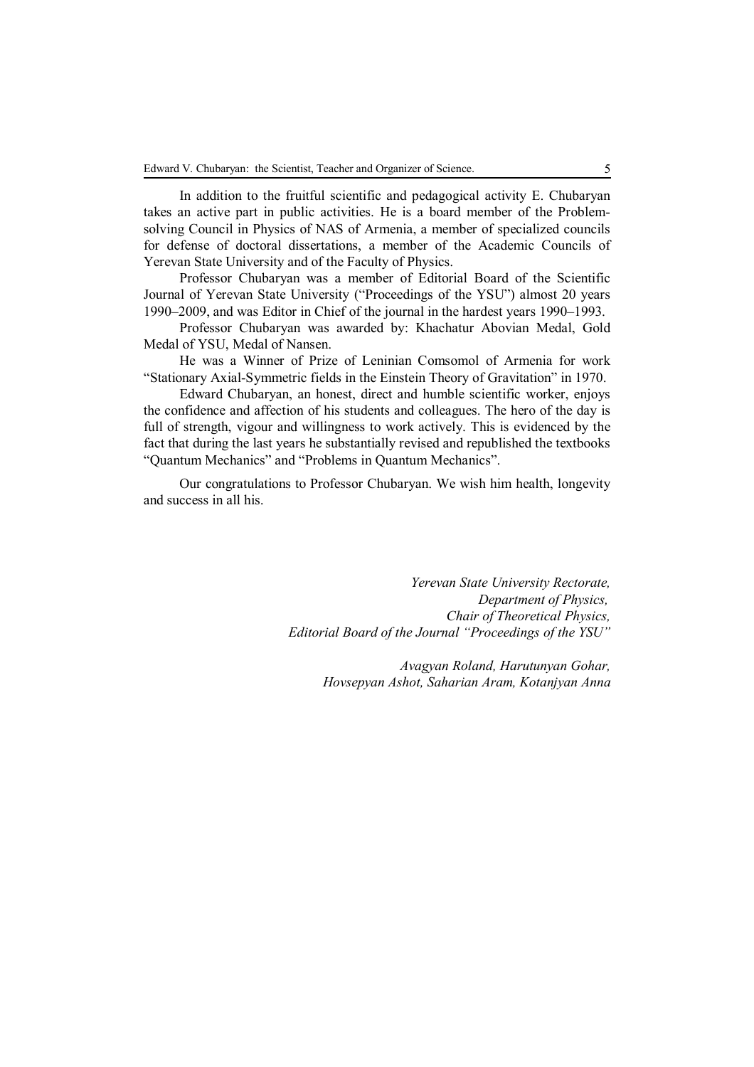In addition to the fruitful scientific and pedagogical activity E. Chubaryan takes an active part in public activities. He is a board member of the Problem-solving Council in Physics of NAS of Armenia, a member of specialized councils for defense of doctoral dissertations, a member of the Academic Councils of Yerevan State University and of the Faculty of Physics.

Professor Chubaryan was a member of Editorial Board of the Scientific Journal of Yerevan State University ("Proceedings of the YSU") almost 20 years 1990–2009, and was Editor in Chief of the journal in the hardest years 1990–1993.

Professor Chubaryan was awarded by: Khachatur Abovian Medal, Gold Medal of YSU, Medal of Nansen.

He was a Winner of Prize of Leninian Comsomol of Armenia for work "Stationary Axial-Symmetric fields in the Einstein Theory of Gravitation" in 1970.

Edward Chubaryan, an honest, direct and humble scientific worker, enjoys the confidence and affection of his students and colleagues. The hero of the day is full of strength, vigour and willingness to work actively. This is evidenced by the fact that during the last years he substantially revised and republished the textbooks "Quantum Mechanics" and "Problems in Quantum Mechanics".

Our congratulations to Professor Chubaryan. We wish him health, longevity and success in all his.

*Yerevan State University Rectorate,*
*Department of Physics,*
*Chair of Theoretical Physics,*
*Editorial Board of the Journal "Proceedings of the YSU"*

*Avagyan Roland, Harutunyan Gohar,*
*Hovsepyan Ashot, Saharian Aram, Kotanjyan Anna*